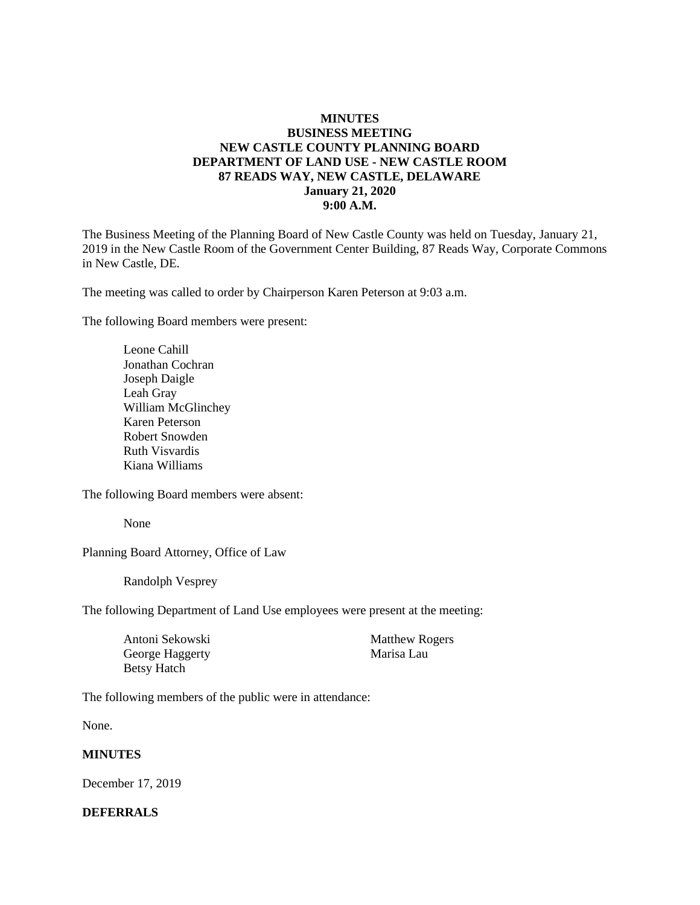**MINUTES**
**BUSINESS MEETING**
**NEW CASTLE COUNTY PLANNING BOARD**
**DEPARTMENT OF LAND USE - NEW CASTLE ROOM**
**87 READS WAY, NEW CASTLE, DELAWARE**
**January 21, 2020**
**9:00 A.M.**

The Business Meeting of the Planning Board of New Castle County was held on Tuesday, January 21, 2019 in the New Castle Room of the Government Center Building, 87 Reads Way, Corporate Commons in New Castle, DE.

The meeting was called to order by Chairperson Karen Peterson at 9:03 a.m.

The following Board members were present:

Leone Cahill
Jonathan Cochran
Joseph Daigle
Leah Gray
William McGlinchey
Karen Peterson
Robert Snowden
Ruth Visvardis
Kiana Williams

The following Board members were absent:

None

Planning Board Attorney, Office of Law

Randolph Vesprey

The following Department of Land Use employees were present at the meeting:

Antoni Sekowski
George Haggerty
Betsy Hatch
Matthew Rogers
Marisa Lau

The following members of the public were in attendance:

None.

**MINUTES**

December 17, 2019

**DEFERRALS**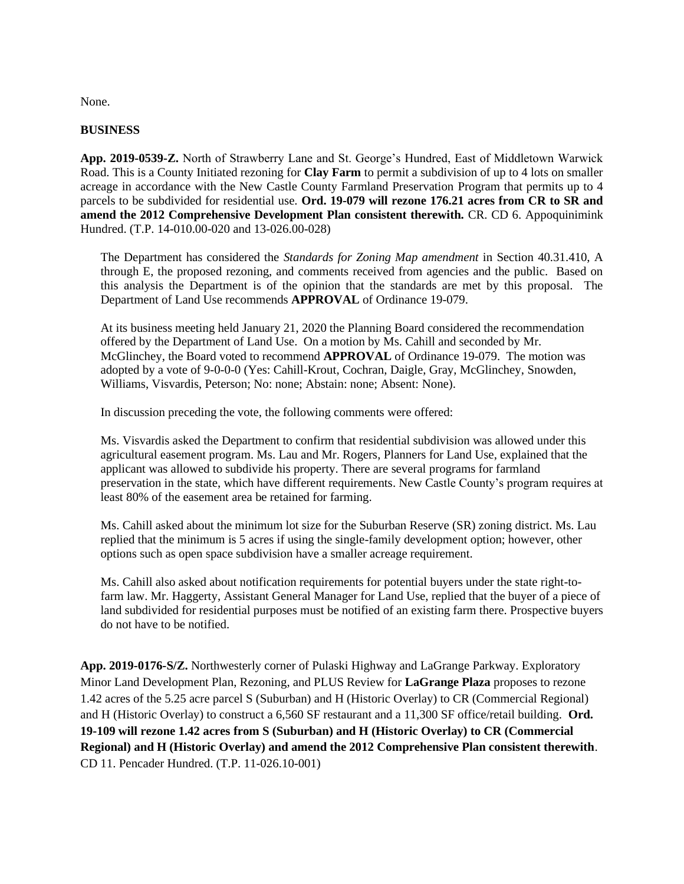None.

**BUSINESS**

**App. 2019-0539-Z.** North of Strawberry Lane and St. George's Hundred, East of Middletown Warwick Road. This is a County Initiated rezoning for **Clay Farm** to permit a subdivision of up to 4 lots on smaller acreage in accordance with the New Castle County Farmland Preservation Program that permits up to 4 parcels to be subdivided for residential use. **Ord. 19-079 will rezone 176.21 acres from CR to SR and amend the 2012 Comprehensive Development Plan consistent therewith.** CR. CD 6. Appoquinimink Hundred. (T.P. 14-010.00-020 and 13-026.00-028)

The Department has considered the *Standards for Zoning Map amendment* in Section 40.31.410, A through E, the proposed rezoning, and comments received from agencies and the public. Based on this analysis the Department is of the opinion that the standards are met by this proposal. The Department of Land Use recommends **APPROVAL** of Ordinance 19-079.

At its business meeting held January 21, 2020 the Planning Board considered the recommendation offered by the Department of Land Use. On a motion by Ms. Cahill and seconded by Mr. McGlinchey, the Board voted to recommend **APPROVAL** of Ordinance 19-079. The motion was adopted by a vote of 9-0-0-0 (Yes: Cahill-Krout, Cochran, Daigle, Gray, McGlinchey, Snowden, Williams, Visvardis, Peterson; No: none; Abstain: none; Absent: None).

In discussion preceding the vote, the following comments were offered:

Ms. Visvardis asked the Department to confirm that residential subdivision was allowed under this agricultural easement program. Ms. Lau and Mr. Rogers, Planners for Land Use, explained that the applicant was allowed to subdivide his property. There are several programs for farmland preservation in the state, which have different requirements. New Castle County's program requires at least 80% of the easement area be retained for farming.

Ms. Cahill asked about the minimum lot size for the Suburban Reserve (SR) zoning district. Ms. Lau replied that the minimum is 5 acres if using the single-family development option; however, other options such as open space subdivision have a smaller acreage requirement.

Ms. Cahill also asked about notification requirements for potential buyers under the state right-to-farm law. Mr. Haggerty, Assistant General Manager for Land Use, replied that the buyer of a piece of land subdivided for residential purposes must be notified of an existing farm there. Prospective buyers do not have to be notified.

**App. 2019-0176-S/Z.** Northwesterly corner of Pulaski Highway and LaGrange Parkway. Exploratory Minor Land Development Plan, Rezoning, and PLUS Review for **LaGrange Plaza** proposes to rezone 1.42 acres of the 5.25 acre parcel S (Suburban) and H (Historic Overlay) to CR (Commercial Regional) and H (Historic Overlay) to construct a 6,560 SF restaurant and a 11,300 SF office/retail building. **Ord. 19-109 will rezone 1.42 acres from S (Suburban) and H (Historic Overlay) to CR (Commercial Regional) and H (Historic Overlay) and amend the 2012 Comprehensive Plan consistent therewith**. CD 11. Pencader Hundred. (T.P. 11-026.10-001)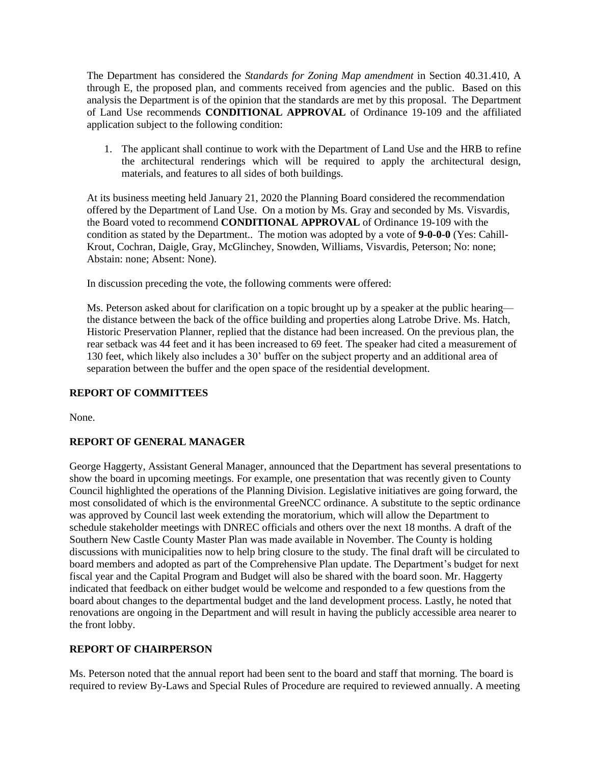The Department has considered the *Standards for Zoning Map amendment* in Section 40.31.410, A through E, the proposed plan, and comments received from agencies and the public. Based on this analysis the Department is of the opinion that the standards are met by this proposal. The Department of Land Use recommends **CONDITIONAL APPROVAL** of Ordinance 19-109 and the affiliated application subject to the following condition:

1. The applicant shall continue to work with the Department of Land Use and the HRB to refine the architectural renderings which will be required to apply the architectural design, materials, and features to all sides of both buildings.

At its business meeting held January 21, 2020 the Planning Board considered the recommendation offered by the Department of Land Use. On a motion by Ms. Gray and seconded by Ms. Visvardis, the Board voted to recommend **CONDITIONAL APPROVAL** of Ordinance 19-109 with the condition as stated by the Department.. The motion was adopted by a vote of **9-0-0-0** (Yes: Cahill-Krout, Cochran, Daigle, Gray, McGlinchey, Snowden, Williams, Visvardis, Peterson; No: none; Abstain: none; Absent: None).

In discussion preceding the vote, the following comments were offered:

Ms. Peterson asked about for clarification on a topic brought up by a speaker at the public hearing—the distance between the back of the office building and properties along Latrobe Drive. Ms. Hatch, Historic Preservation Planner, replied that the distance had been increased. On the previous plan, the rear setback was 44 feet and it has been increased to 69 feet. The speaker had cited a measurement of 130 feet, which likely also includes a 30' buffer on the subject property and an additional area of separation between the buffer and the open space of the residential development.

## REPORT OF COMMITTEES

None.

## REPORT OF GENERAL MANAGER

George Haggerty, Assistant General Manager, announced that the Department has several presentations to show the board in upcoming meetings. For example, one presentation that was recently given to County Council highlighted the operations of the Planning Division. Legislative initiatives are going forward, the most consolidated of which is the environmental GreeNCC ordinance. A substitute to the septic ordinance was approved by Council last week extending the moratorium, which will allow the Department to schedule stakeholder meetings with DNREC officials and others over the next 18 months. A draft of the Southern New Castle County Master Plan was made available in November. The County is holding discussions with municipalities now to help bring closure to the study. The final draft will be circulated to board members and adopted as part of the Comprehensive Plan update. The Department's budget for next fiscal year and the Capital Program and Budget will also be shared with the board soon. Mr. Haggerty indicated that feedback on either budget would be welcome and responded to a few questions from the board about changes to the departmental budget and the land development process. Lastly, he noted that renovations are ongoing in the Department and will result in having the publicly accessible area nearer to the front lobby.

## REPORT OF CHAIRPERSON

Ms. Peterson noted that the annual report had been sent to the board and staff that morning. The board is required to review By-Laws and Special Rules of Procedure are required to reviewed annually. A meeting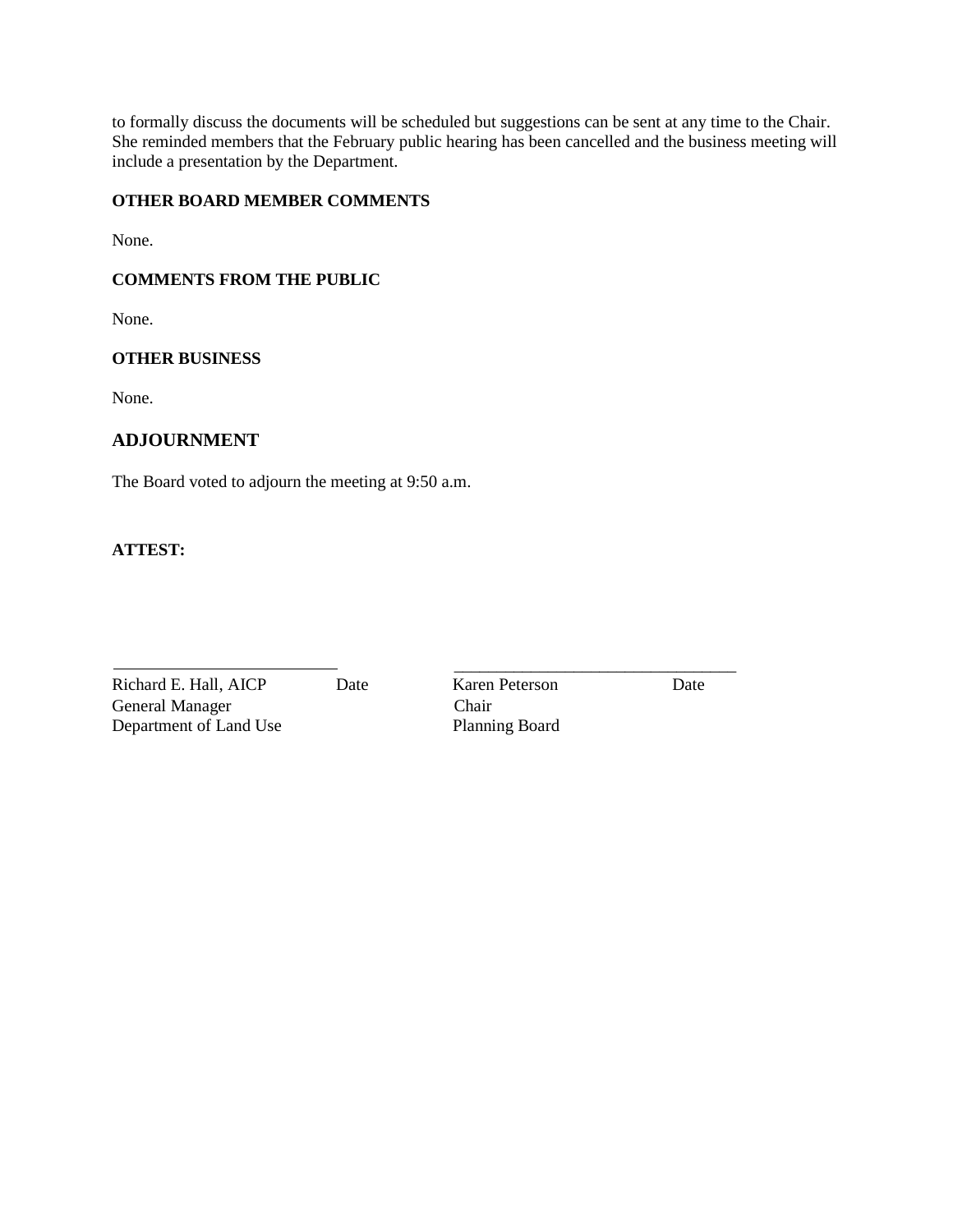to formally discuss the documents will be scheduled but suggestions can be sent at any time to the Chair. She reminded members that the February public hearing has been cancelled and the business meeting will include a presentation by the Department.

**OTHER BOARD MEMBER COMMENTS**

None.

**COMMENTS FROM THE PUBLIC**

None.

**OTHER BUSINESS**

None.

## ADJOURNMENT

The Board voted to adjourn the meeting at 9:50 a.m.

**ATTEST:**

| | | | |
|---|---|---|---|
| \_\_\_\_\_\_\_\_\_\_\_\_\_\_\_\_\_\_\_\_\_\_\_\_\_\_ | | \_\_\_\_\_\_\_\_\_\_\_\_\_\_\_\_\_\_\_\_\_\_\_\_\_\_\_\_\_\_\_\_ | |
| Richard E. Hall, AICP | Date | Karen Peterson | Date |
| General Manager | | Chair | |
| Department of Land Use | | Planning Board | |